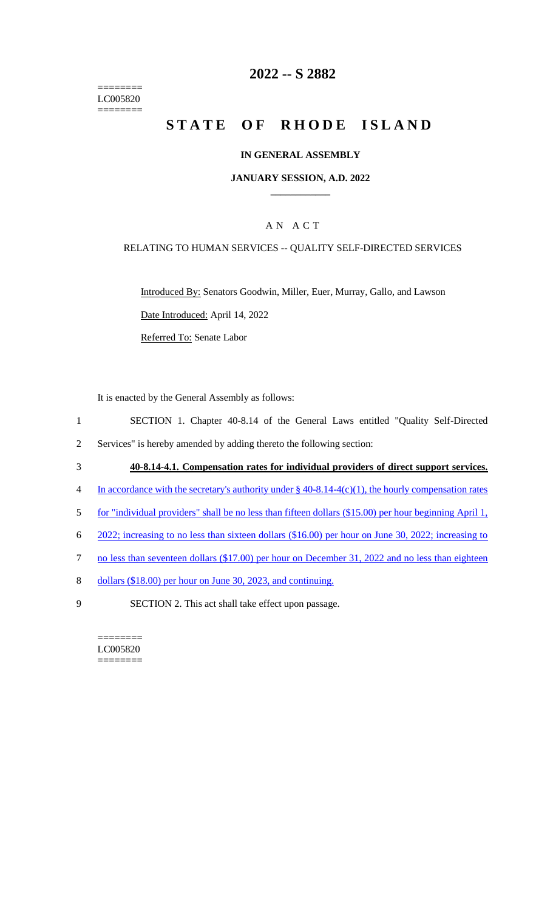========
LC005820
========

# 2022 -- S 2882

# STATE OF RHODE ISLAND

## IN GENERAL ASSEMBLY

### JANUARY SESSION, A.D. 2022

A N A C T

RELATING TO HUMAN SERVICES -- QUALITY SELF-DIRECTED SERVICES

Introduced By: Senators Goodwin, Miller, Euer, Murray, Gallo, and Lawson

Date Introduced: April 14, 2022

Referred To: Senate Labor

It is enacted by the General Assembly as follows:

1 SECTION 1. Chapter 40-8.14 of the General Laws entitled "Quality Self-Directed
2 Services" is hereby amended by adding thereto the following section:

3 **40-8.14-4.1. Compensation rates for individual providers of direct support services.**

4 In accordance with the secretary's authority under § 40-8.14-4(c)(1), the hourly compensation rates
5 for "individual providers" shall be no less than fifteen dollars ($15.00) per hour beginning April 1,
6 2022; increasing to no less than sixteen dollars ($16.00) per hour on June 30, 2022; increasing to
7 no less than seventeen dollars ($17.00) per hour on December 31, 2022 and no less than eighteen
8 dollars ($18.00) per hour on June 30, 2023, and continuing.

9 SECTION 2. This act shall take effect upon passage.

========
LC005820
========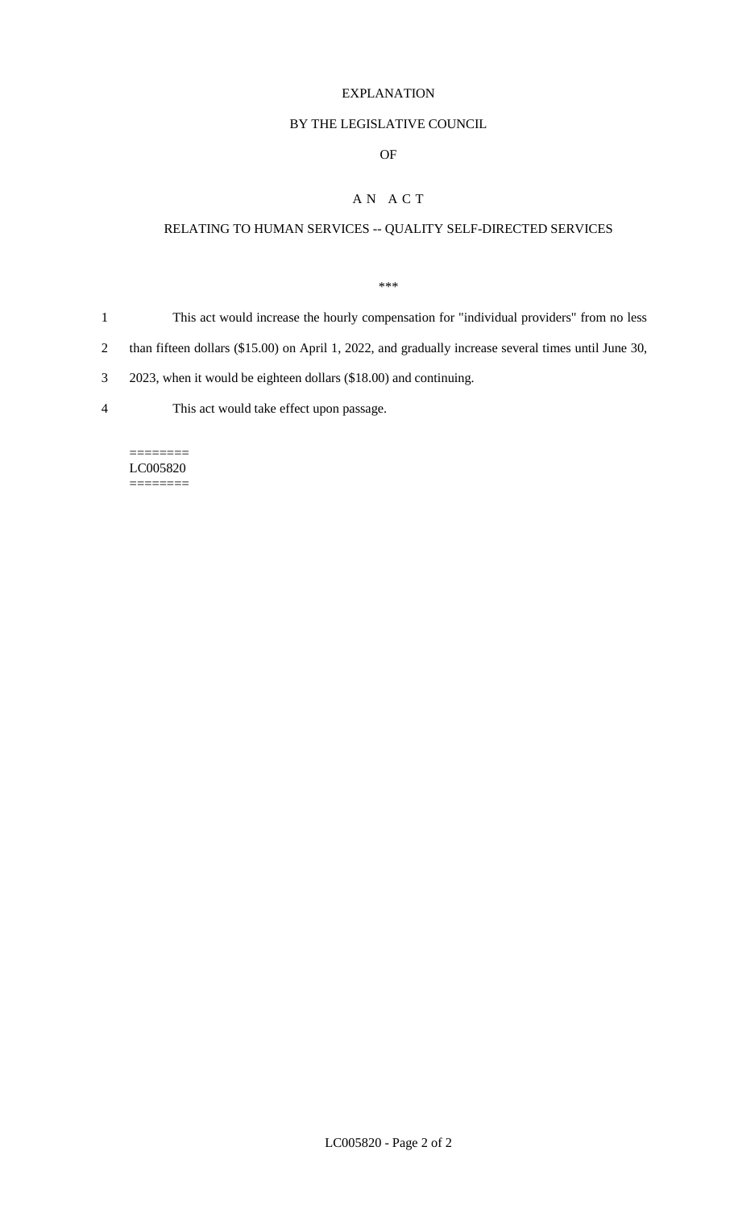EXPLANATION

BY THE LEGISLATIVE COUNCIL

OF

A N A C T

RELATING TO HUMAN SERVICES -- QUALITY SELF-DIRECTED SERVICES

\*\*\*

This act would increase the hourly compensation for "individual providers" from no less than fifteen dollars ($15.00) on April 1, 2022, and gradually increase several times until June 30, 2023, when it would be eighteen dollars ($18.00) and continuing.

This act would take effect upon passage.

========
LC005820
========